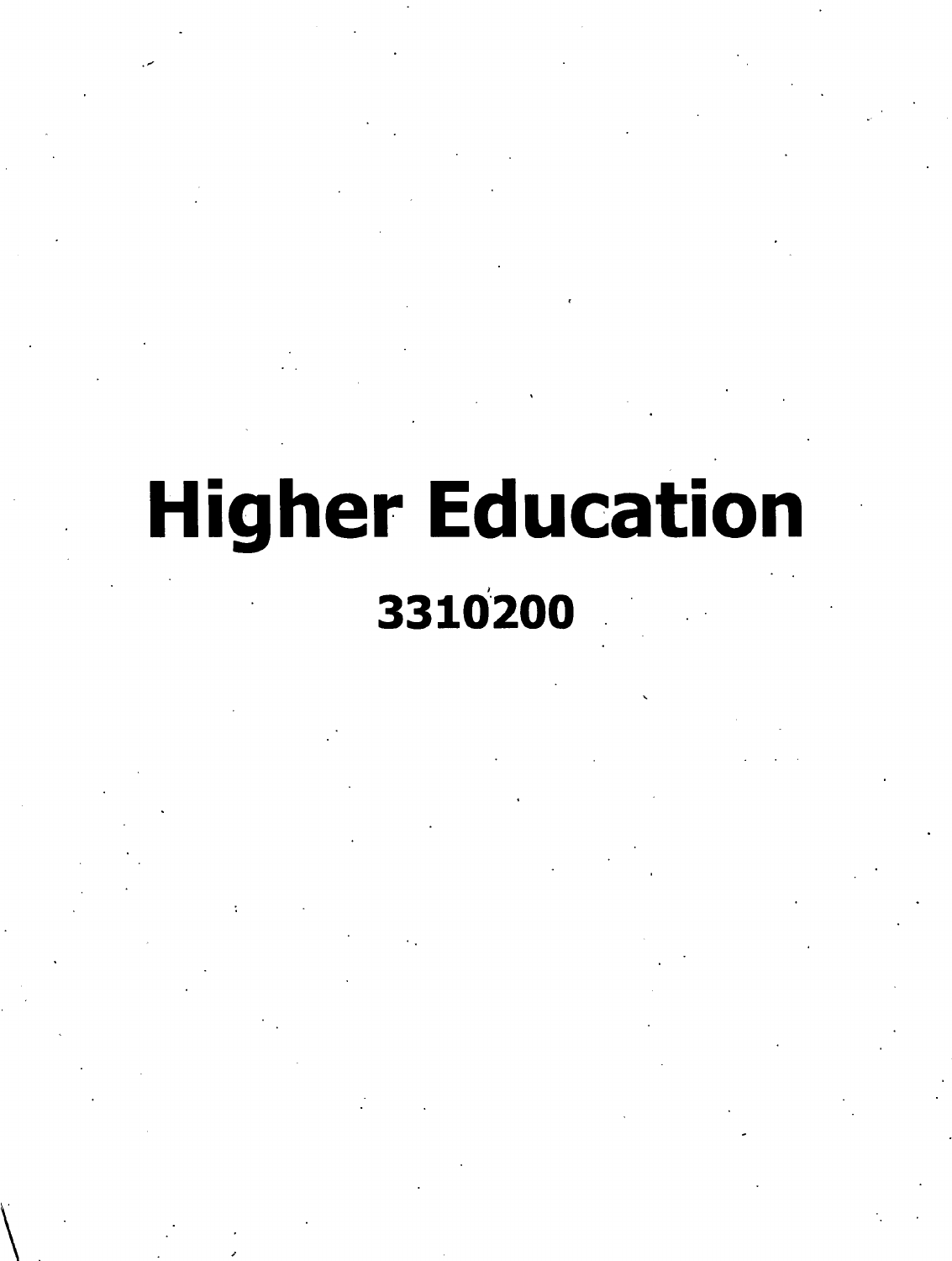# Higher Education

**3310200**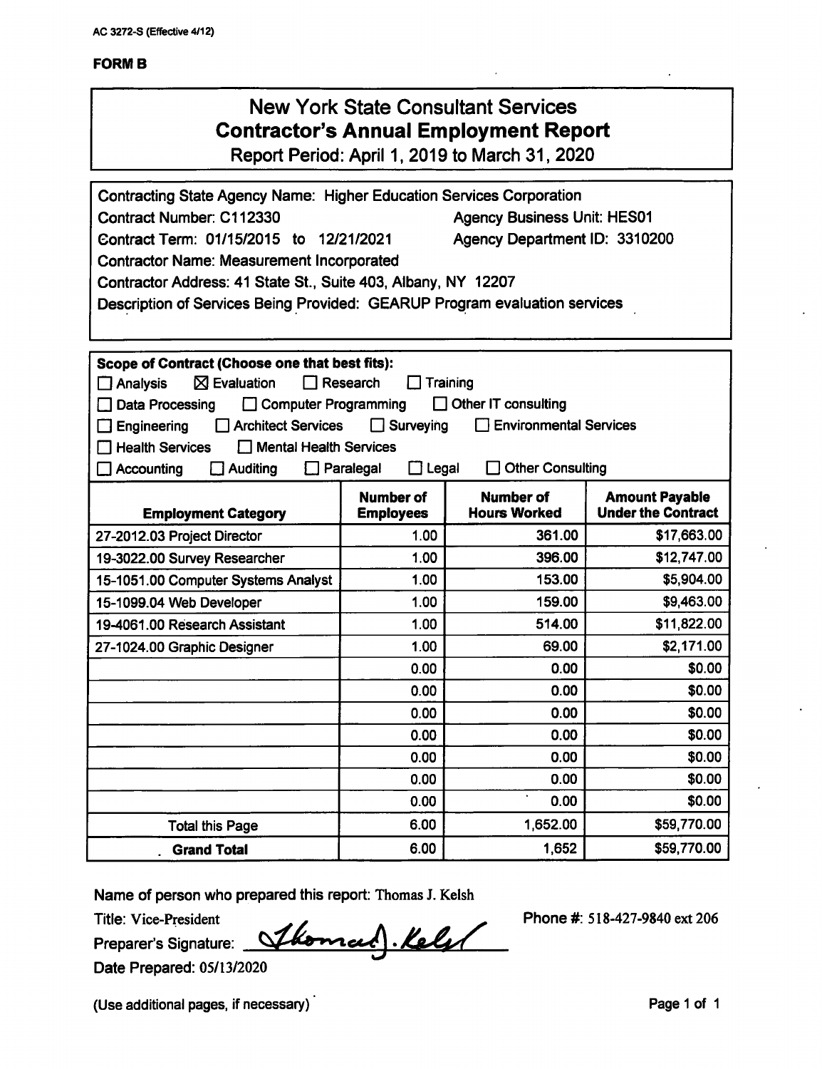AC 3272-S (Effective 4/12)

**FORM B**

# New York State Consultant Services
## Contractor's Annual Employment Report
Report Period: April 1, 2019 to March 31, 2020

Contracting State Agency Name: Higher Education Services Corporation
Contract Number: C112330 Agency Business Unit: HES01
Contract Term: 01/15/2015 to 12/21/2021 Agency Department ID: 3310200
Contractor Name: Measurement Incorporated
Contractor Address: 41 State St., Suite 403, Albany, NY 12207
Description of Services Being Provided: GEARUP Program evaluation services

**Scope of Contract (Choose one that best fits):**

☐ Analysis ☒ Evaluation ☐ Research ☐ Training
☐ Data Processing ☐ Computer Programming ☐ Other IT consulting
☐ Engineering ☐ Architect Services ☐ Surveying ☐ Environmental Services
☐ Health Services ☐ Mental Health Services
☐ Accounting ☐ Auditing ☐ Paralegal ☐ Legal ☐ Other Consulting

| Employment Category | Number of Employees | Number of Hours Worked | Amount Payable Under the Contract |
|---|---|---|---|
| 27-2012.03 Project Director | 1.00 | 361.00 | $17,663.00 |
| 19-3022.00 Survey Researcher | 1.00 | 396.00 | $12,747.00 |
| 15-1051.00 Computer Systems Analyst | 1.00 | 153.00 | $5,904.00 |
| 15-1099.04 Web Developer | 1.00 | 159.00 | $9,463.00 |
| 19-4061.00 Research Assistant | 1.00 | 514.00 | $11,822.00 |
| 27-1024.00 Graphic Designer | 1.00 | 69.00 | $2,171.00 |
| | 0.00 | 0.00 | $0.00 |
| | 0.00 | 0.00 | $0.00 |
| | 0.00 | 0.00 | $0.00 |
| | 0.00 | 0.00 | $0.00 |
| | 0.00 | 0.00 | $0.00 |
| | 0.00 | 0.00 | $0.00 |
| | 0.00 | 0.00 | $0.00 |
| Total this Page | 6.00 | 1,652.00 | $59,770.00 |
| **Grand Total** | 6.00 | 1,652 | $59,770.00 |

Name of person who prepared this report: Thomas J. Kelsh

Title: Vice-President

Preparer's Signature: Thomas J. Kelsh

Phone #: 518-427-9840 ext 206

Date Prepared: 05/13/2020

(Use additional pages, if necessary)